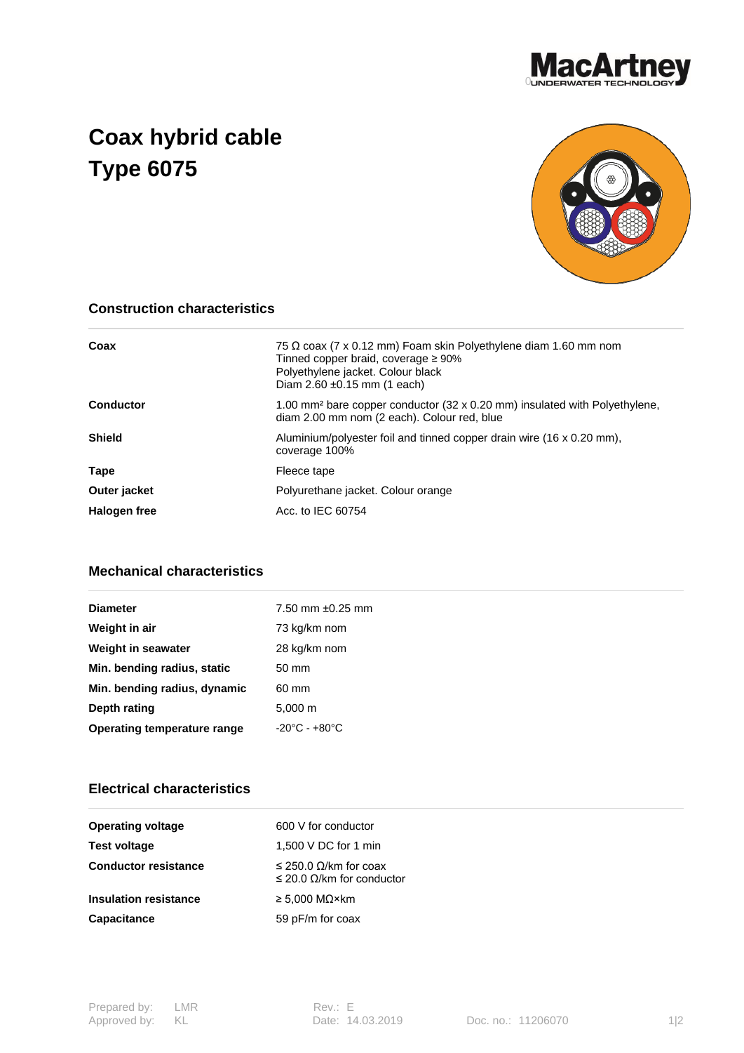MacArtney UNDERWATER TECHNOLOGY

# Coax hybrid cable Type 6075

## Construction characteristics

| | |
|---|---|
| **Coax** | 75 Ω coax (7 x 0.12 mm) Foam skin Polyethylene diam 1.60 mm nom<br>Tinned copper braid, coverage ≥ 90%<br>Polyethylene jacket. Colour black<br>Diam 2.60 ±0.15 mm (1 each) |
| **Conductor** | 1.00 mm² bare copper conductor (32 x 0.20 mm) insulated with Polyethylene, diam 2.00 mm nom (2 each). Colour red, blue |
| **Shield** | Aluminium/polyester foil and tinned copper drain wire (16 x 0.20 mm), coverage 100% |
| **Tape** | Fleece tape |
| **Outer jacket** | Polyurethane jacket. Colour orange |
| **Halogen free** | Acc. to IEC 60754 |

## Mechanical characteristics

| | |
|---|---|
| **Diameter** | 7.50 mm ±0.25 mm |
| **Weight in air** | 73 kg/km nom |
| **Weight in seawater** | 28 kg/km nom |
| **Min. bending radius, static** | 50 mm |
| **Min. bending radius, dynamic** | 60 mm |
| **Depth rating** | 5,000 m |
| **Operating temperature range** | -20°C - +80°C |

## Electrical characteristics

| | |
|---|---|
| **Operating voltage** | 600 V for conductor |
| **Test voltage** | 1,500 V DC for 1 min |
| **Conductor resistance** | ≤ 250.0 Ω/km for coax<br>≤ 20.0 Ω/km for conductor |
| **Insulation resistance** | ≥ 5,000 MΩ×km |
| **Capacitance** | 59 pF/m for coax |

Prepared by: LMR
Approved by: KL
Rev.: E
Date: 14.03.2019
Doc. no.: 11206070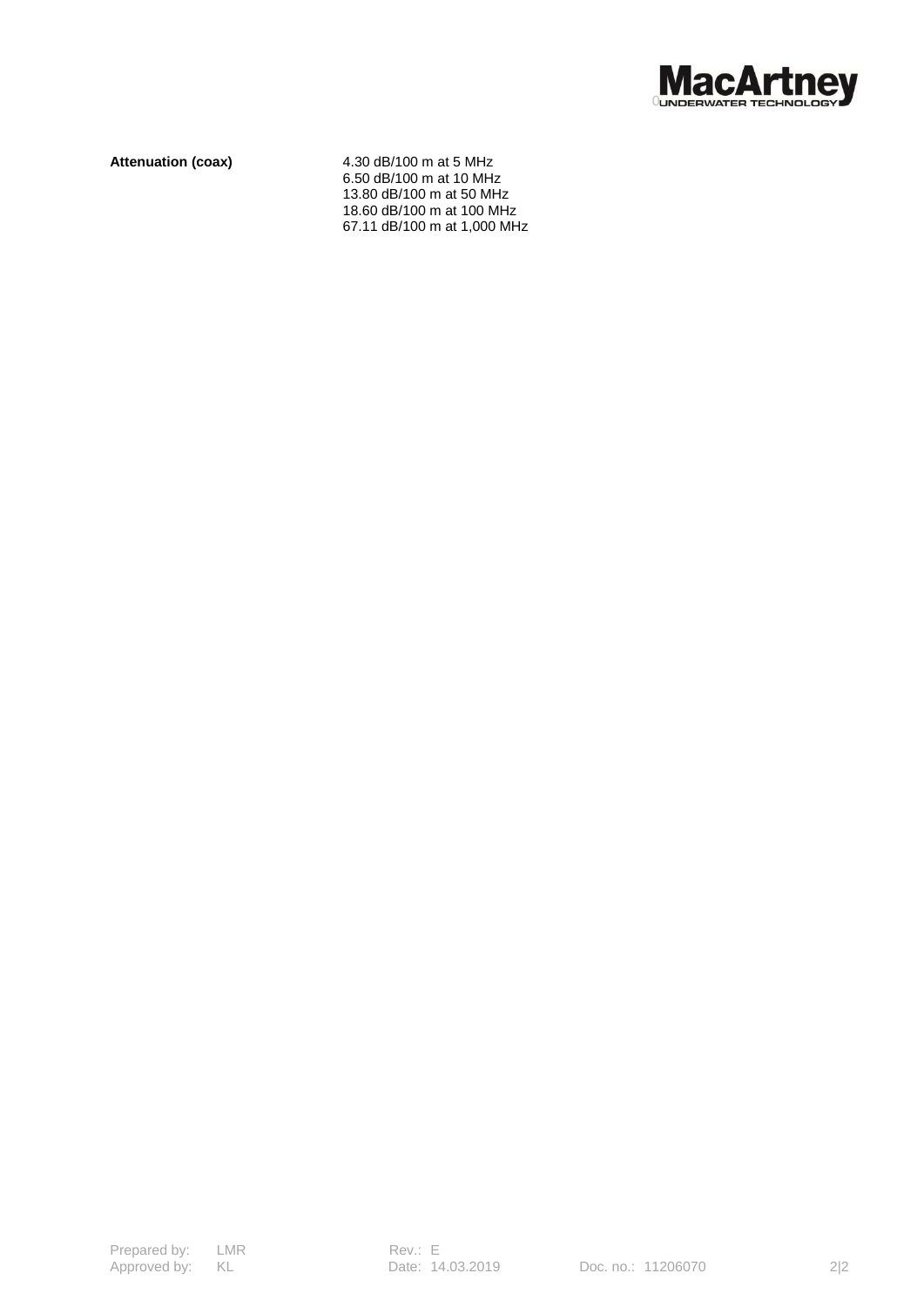| | |
|---|---|
| **Attenuation (coax)** | 4.30 dB/100 m at 5 MHz<br>6.50 dB/100 m at 10 MHz<br>13.80 dB/100 m at 50 MHz<br>18.60 dB/100 m at 100 MHz<br>67.11 dB/100 m at 1,000 MHz |